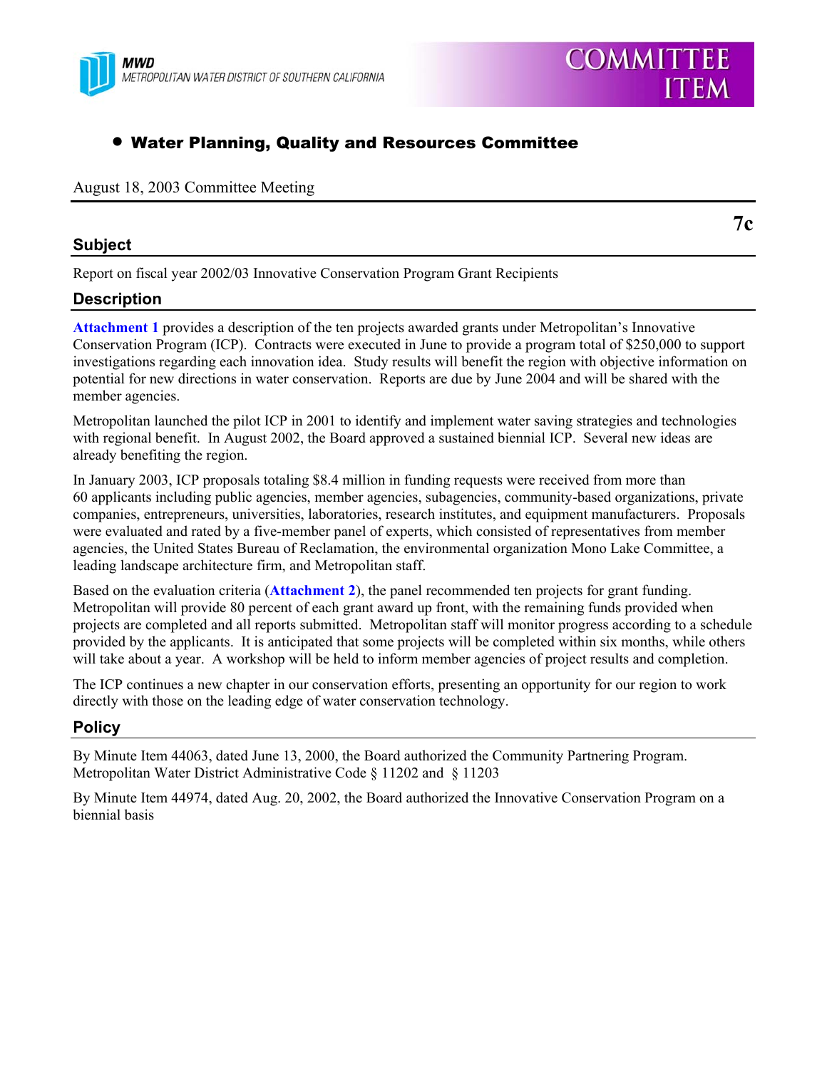MWD METROPOLITAN WATER DISTRICT OF SOUTHERN CALIFORNIA

COMMITTEE ITEM

- **Water Planning, Quality and Resources Committee**

August 18, 2003 Committee Meeting

**7c**

## Subject

Report on fiscal year 2002/03 Innovative Conservation Program Grant Recipients

## Description

**Attachment 1** provides a description of the ten projects awarded grants under Metropolitan's Innovative Conservation Program (ICP). Contracts were executed in June to provide a program total of $250,000 to support investigations regarding each innovation idea. Study results will benefit the region with objective information on potential for new directions in water conservation. Reports are due by June 2004 and will be shared with the member agencies.

Metropolitan launched the pilot ICP in 2001 to identify and implement water saving strategies and technologies with regional benefit. In August 2002, the Board approved a sustained biennial ICP. Several new ideas are already benefiting the region.

In January 2003, ICP proposals totaling $8.4 million in funding requests were received from more than 60 applicants including public agencies, member agencies, subagencies, community-based organizations, private companies, entrepreneurs, universities, laboratories, research institutes, and equipment manufacturers. Proposals were evaluated and rated by a five-member panel of experts, which consisted of representatives from member agencies, the United States Bureau of Reclamation, the environmental organization Mono Lake Committee, a leading landscape architecture firm, and Metropolitan staff.

Based on the evaluation criteria (**Attachment 2**), the panel recommended ten projects for grant funding. Metropolitan will provide 80 percent of each grant award up front, with the remaining funds provided when projects are completed and all reports submitted. Metropolitan staff will monitor progress according to a schedule provided by the applicants. It is anticipated that some projects will be completed within six months, while others will take about a year. A workshop will be held to inform member agencies of project results and completion.

The ICP continues a new chapter in our conservation efforts, presenting an opportunity for our region to work directly with those on the leading edge of water conservation technology.

## Policy

By Minute Item 44063, dated June 13, 2000, the Board authorized the Community Partnering Program. Metropolitan Water District Administrative Code § 11202 and § 11203

By Minute Item 44974, dated Aug. 20, 2002, the Board authorized the Innovative Conservation Program on a biennial basis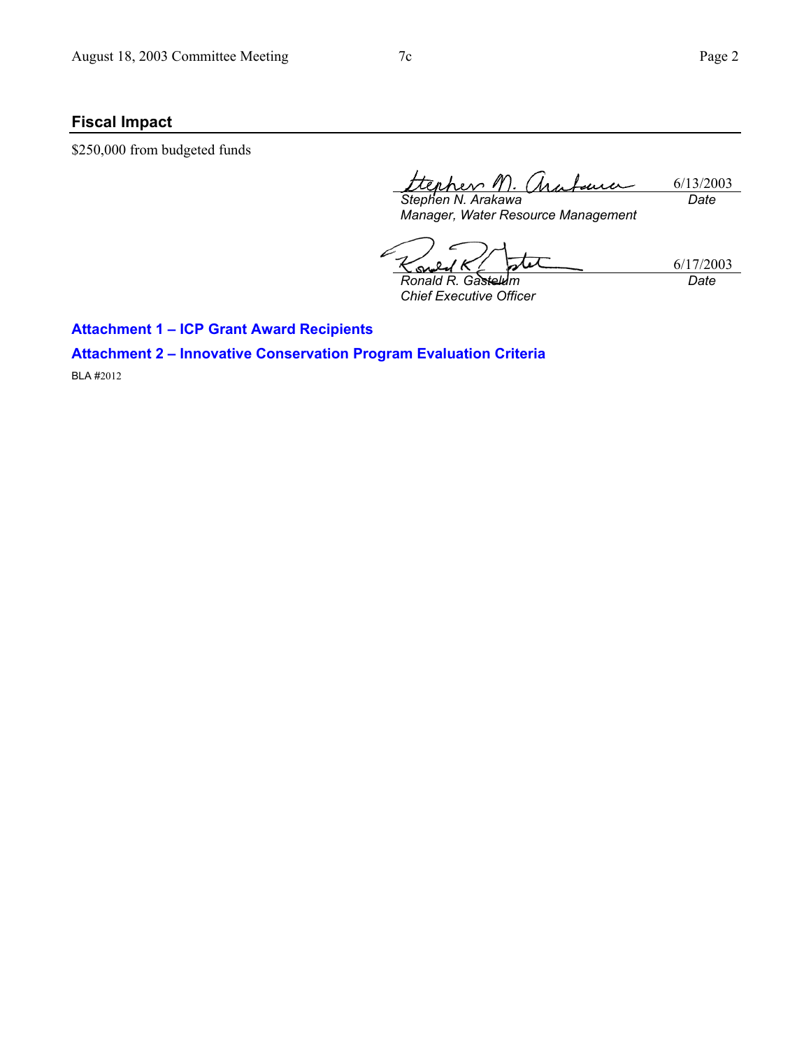## Fiscal Impact

$250,000 from budgeted funds

| | |
|---|---|
| *Stephen N. Arakawa* | 6/13/2003 |
| *Manager, Water Resource Management* | *Date* |

| | |
|---|---|
| *Ronald R. Gastelum* | 6/17/2003 |
| *Chief Executive Officer* | *Date* |

**Attachment 1 – ICP Grant Award Recipients**

**Attachment 2 – Innovative Conservation Program Evaluation Criteria**

BLA #2012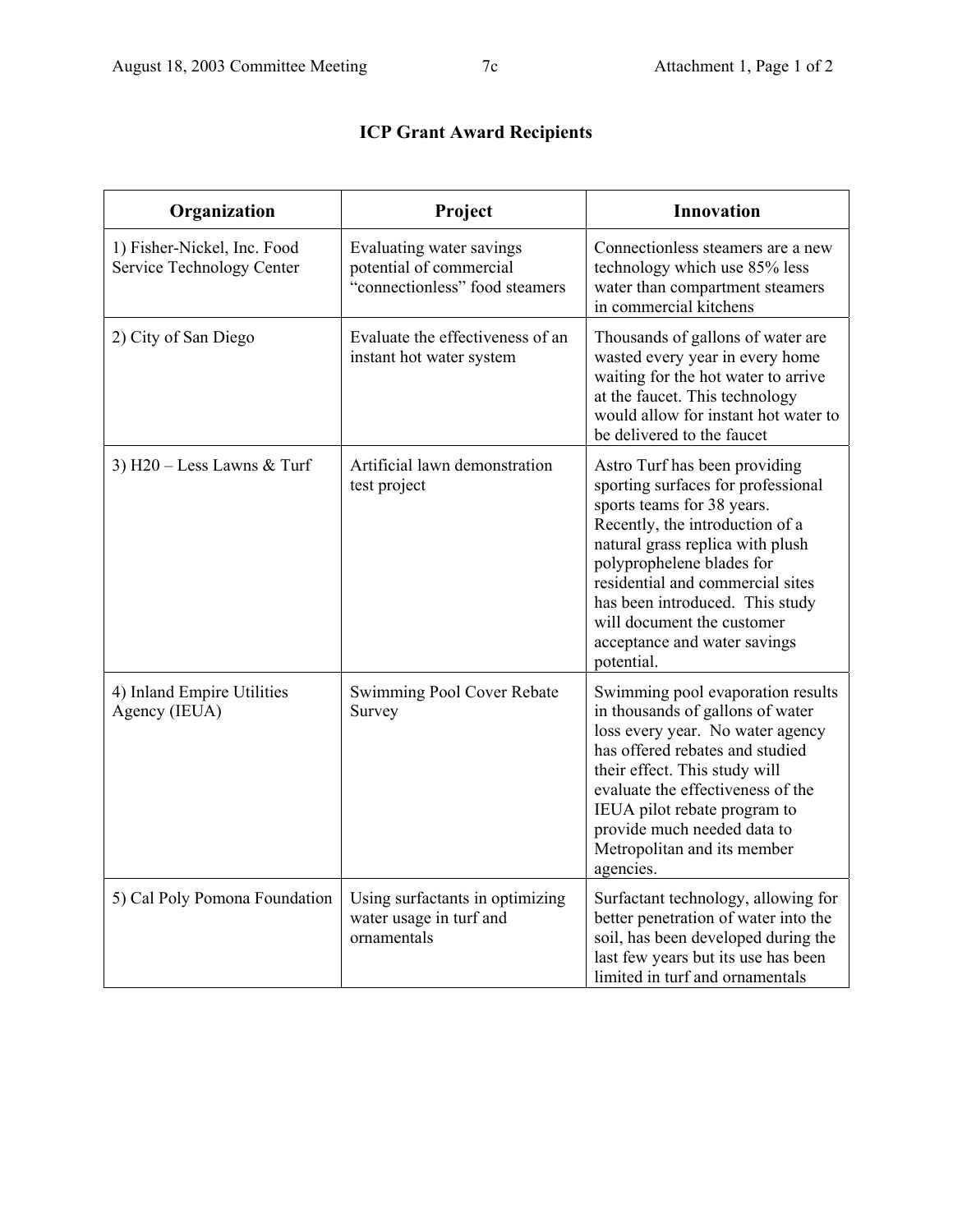# ICP Grant Award Recipients

| Organization | Project | Innovation |
|---|---|---|
| 1) Fisher-Nickel, Inc. Food Service Technology Center | Evaluating water savings potential of commercial "connectionless" food steamers | Connectionless steamers are a new technology which use 85% less water than compartment steamers in commercial kitchens |
| 2) City of San Diego | Evaluate the effectiveness of an instant hot water system | Thousands of gallons of water are wasted every year in every home waiting for the hot water to arrive at the faucet. This technology would allow for instant hot water to be delivered to the faucet |
| 3) H20 – Less Lawns & Turf | Artificial lawn demonstration test project | Astro Turf has been providing sporting surfaces for professional sports teams for 38 years. Recently, the introduction of a natural grass replica with plush polyprophelene blades for residential and commercial sites has been introduced. This study will document the customer acceptance and water savings potential. |
| 4) Inland Empire Utilities Agency (IEUA) | Swimming Pool Cover Rebate Survey | Swimming pool evaporation results in thousands of gallons of water loss every year. No water agency has offered rebates and studied their effect. This study will evaluate the effectiveness of the IEUA pilot rebate program to provide much needed data to Metropolitan and its member agencies. |
| 5) Cal Poly Pomona Foundation | Using surfactants in optimizing water usage in turf and ornamentals | Surfactant technology, allowing for better penetration of water into the soil, has been developed during the last few years but its use has been limited in turf and ornamentals |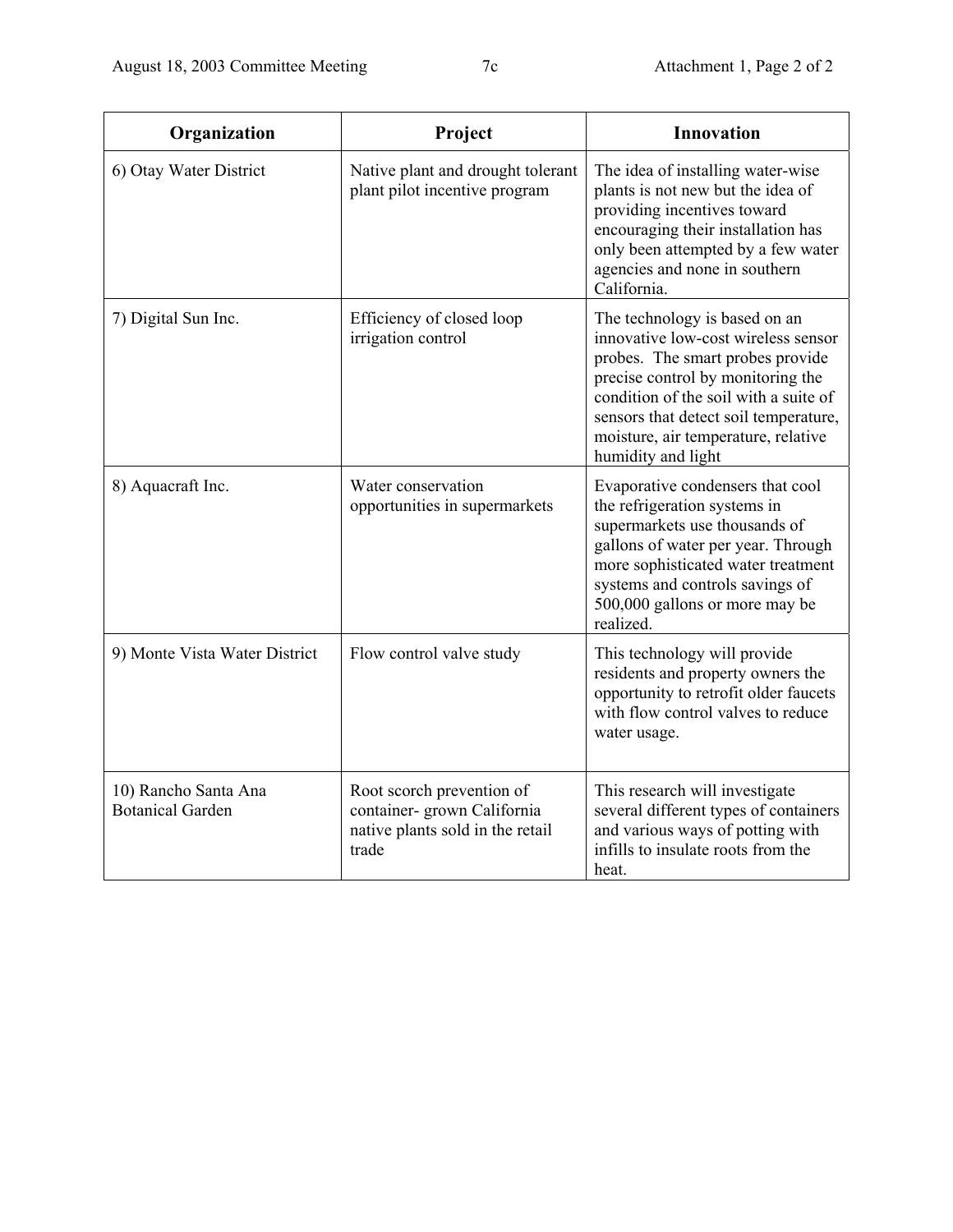| Organization | Project | Innovation |
| --- | --- | --- |
| 6) Otay Water District | Native plant and drought tolerant plant pilot incentive program | The idea of installing water-wise plants is not new but the idea of providing incentives toward encouraging their installation has only been attempted by a few water agencies and none in southern California. |
| 7) Digital Sun Inc. | Efficiency of closed loop irrigation control | The technology is based on an innovative low-cost wireless sensor probes. The smart probes provide precise control by monitoring the condition of the soil with a suite of sensors that detect soil temperature, moisture, air temperature, relative humidity and light |
| 8) Aquacraft Inc. | Water conservation opportunities in supermarkets | Evaporative condensers that cool the refrigeration systems in supermarkets use thousands of gallons of water per year. Through more sophisticated water treatment systems and controls savings of 500,000 gallons or more may be realized. |
| 9) Monte Vista Water District | Flow control valve study | This technology will provide residents and property owners the opportunity to retrofit older faucets with flow control valves to reduce water usage. |
| 10) Rancho Santa Ana Botanical Garden | Root scorch prevention of container- grown California native plants sold in the retail trade | This research will investigate several different types of containers and various ways of potting with infills to insulate roots from the heat. |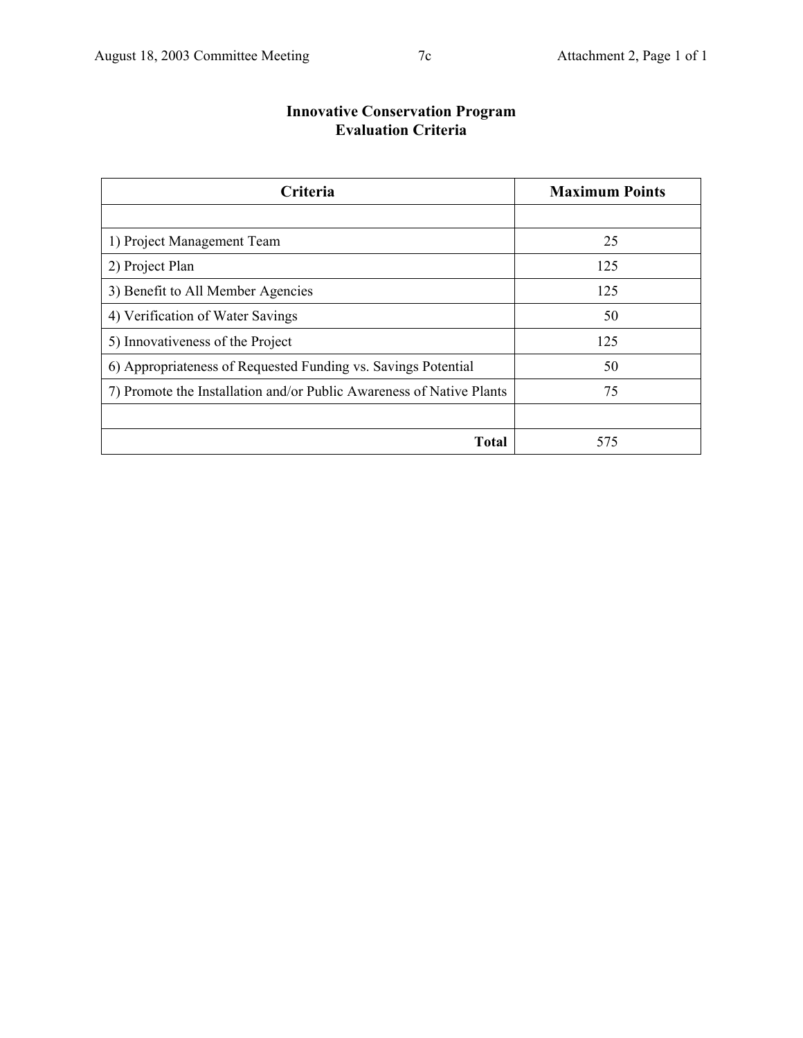# Innovative Conservation Program
## Evaluation Criteria

| Criteria | Maximum Points |
|---|---|
| | |
| 1) Project Management Team | 25 |
| 2) Project Plan | 125 |
| 3) Benefit to All Member Agencies | 125 |
| 4) Verification of Water Savings | 50 |
| 5) Innovativeness of the Project | 125 |
| 6) Appropriateness of Requested Funding vs. Savings Potential | 50 |
| 7) Promote the Installation and/or Public Awareness of Native Plants | 75 |
| | |
| **Total** | 575 |